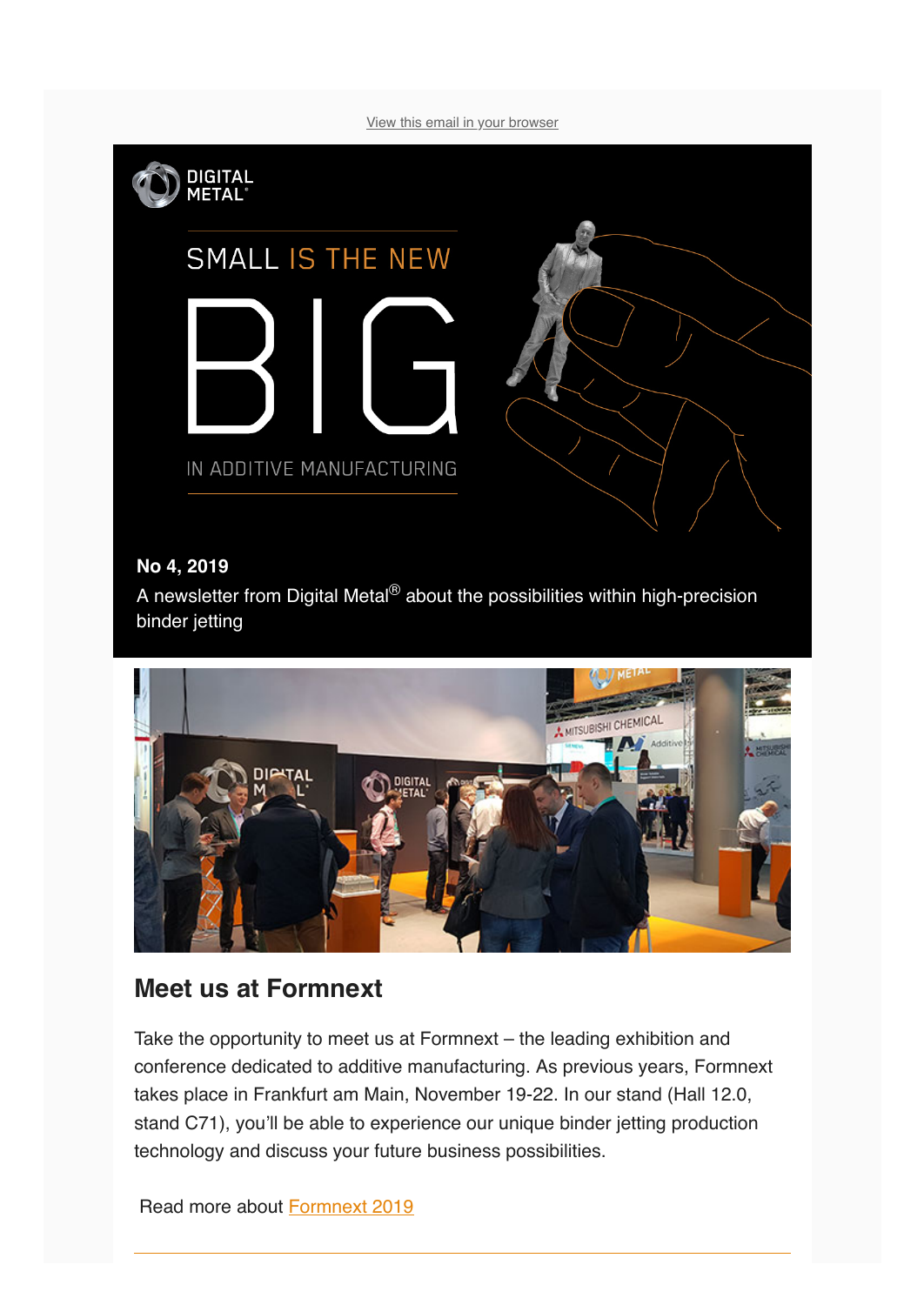View this email in your browser

SMALL IS THE NEW

BIG

IN ADDITIVE MANUFACTURING

**No 4, 2019**

A newsletter from Digital Metal® about the possibilities within high-precision binder jetting

## Meet us at Formnext

Take the opportunity to meet us at Formnext – the leading exhibition and conference dedicated to additive manufacturing. As previous years, Formnext takes place in Frankfurt am Main, November 19-22. In our stand (Hall 12.0, stand C71), you'll be able to experience our unique binder jetting production technology and discuss your future business possibilities.

Read more about Formnext 2019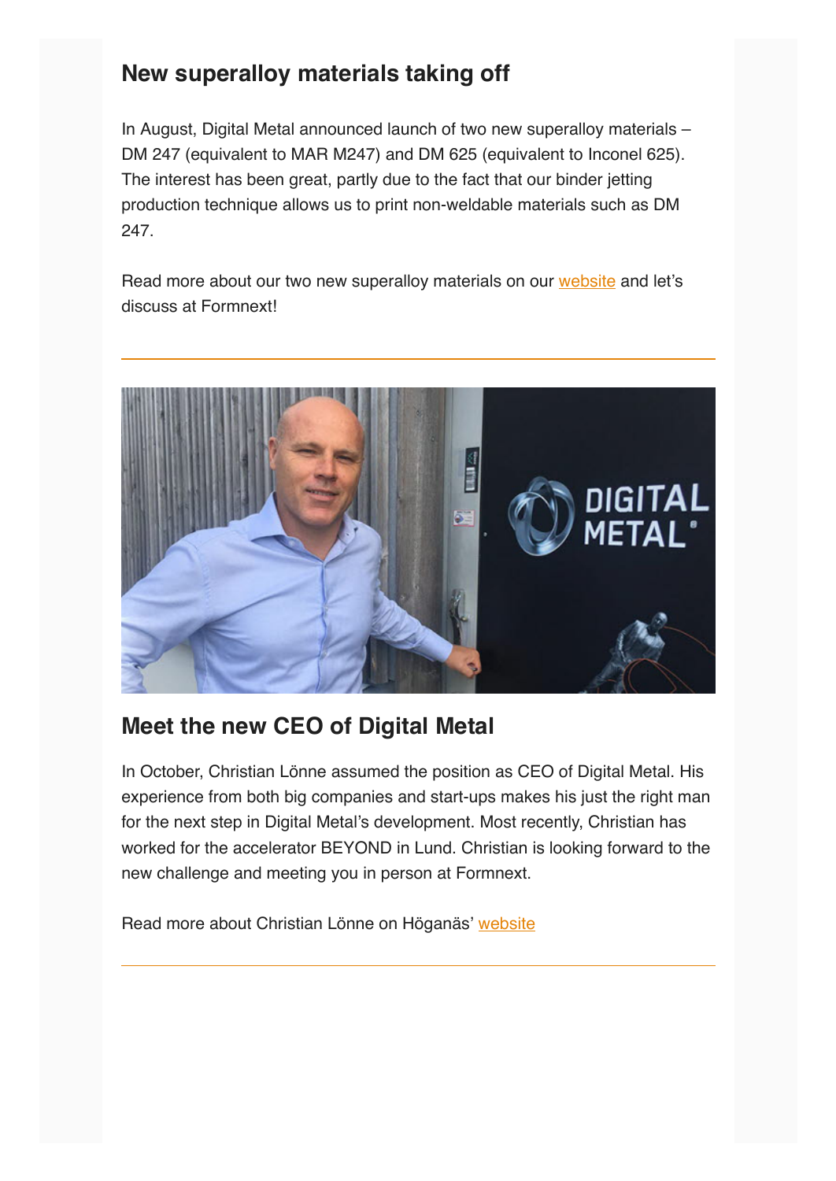## New superalloy materials taking off

In August, Digital Metal announced launch of two new superalloy materials – DM 247 (equivalent to MAR M247) and DM 625 (equivalent to Inconel 625). The interest has been great, partly due to the fact that our binder jetting production technique allows us to print non-weldable materials such as DM 247.

Read more about our two new superalloy materials on our website and let's discuss at Formnext!

---

## Meet the new CEO of Digital Metal

In October, Christian Lönne assumed the position as CEO of Digital Metal. His experience from both big companies and start-ups makes his just the right man for the next step in Digital Metal's development. Most recently, Christian has worked for the accelerator BEYOND in Lund. Christian is looking forward to the new challenge and meeting you in person at Formnext.

Read more about Christian Lönne on Höganäs' website

---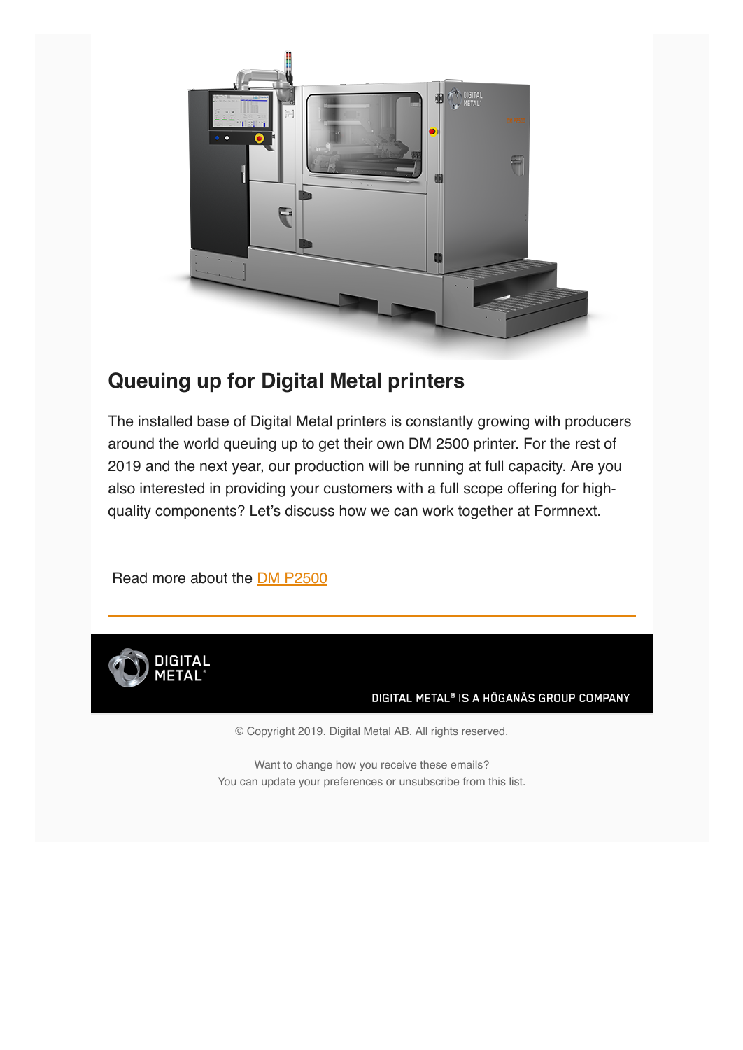## Queuing up for Digital Metal printers

The installed base of Digital Metal printers is constantly growing with producers around the world queuing up to get their own DM 2500 printer. For the rest of 2019 and the next year, our production will be running at full capacity. Are you also interested in providing your customers with a full scope offering for high-quality components? Let's discuss how we can work together at Formnext.

Read more about the DM P2500

---

DIGITAL METAL

DIGITAL METAL® IS A HÖGANÄS GROUP COMPANY

© Copyright 2019. Digital Metal AB. All rights reserved.

Want to change how you receive these emails?
You can update your preferences or unsubscribe from this list.